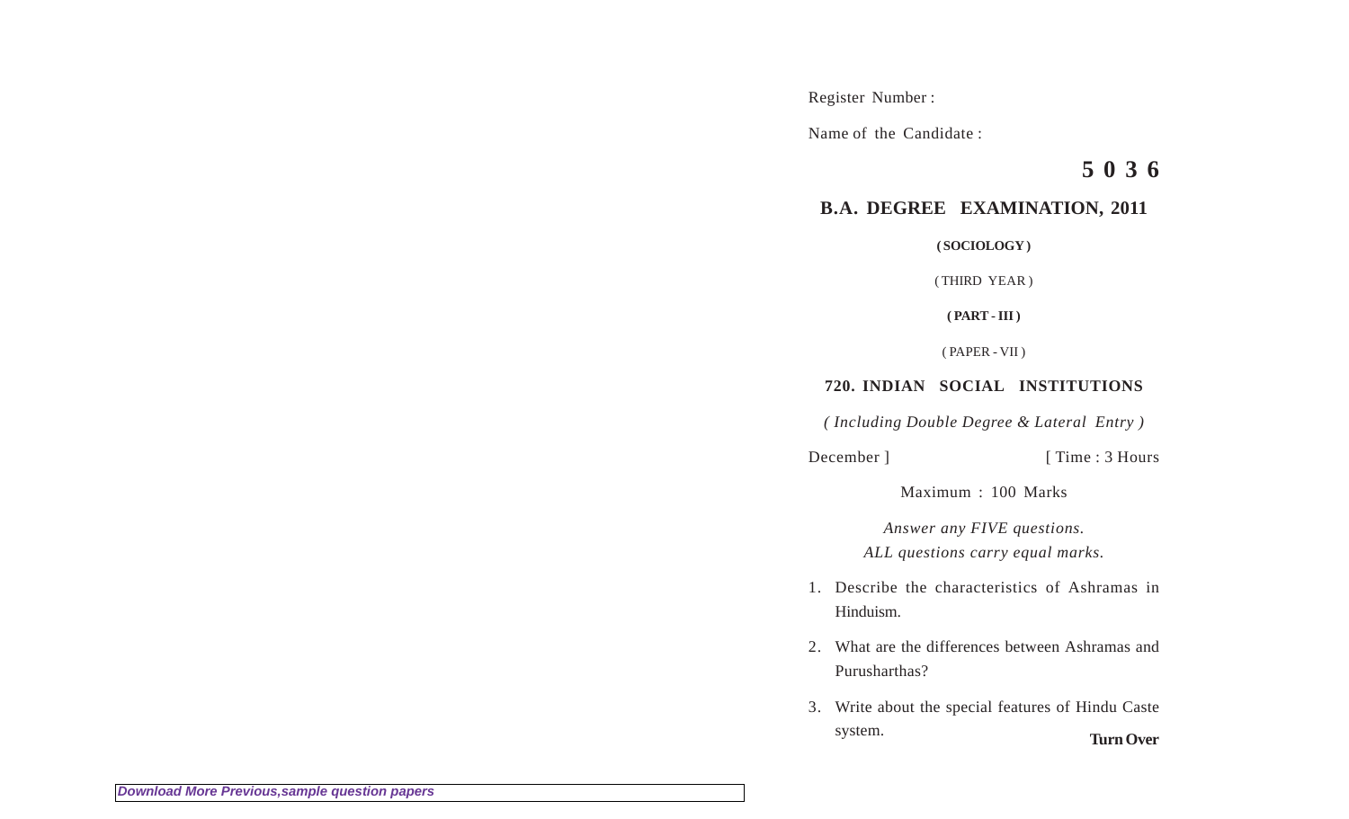Register Number :

Name of the Candidate :

**5 0 3 6**

## B.A. DEGREE EXAMINATION, 2011

**( SOCIOLOGY )**

( THIRD YEAR )

**( PART - III )**

( PAPER - VII )

### 720. INDIAN SOCIAL INSTITUTIONS

*( Including Double Degree & Lateral Entry )*

December ] [ Time : 3 Hours

Maximum : 100 Marks

*Answer any FIVE questions.*
*ALL questions carry equal marks.*

1. Describe the characteristics of Ashramas in Hinduism.

2. What are the differences between Ashramas and Purusharthas?

3. Write about the special features of Hindu Caste system.

**Turn Over**

*Download More Previous,sample question papers*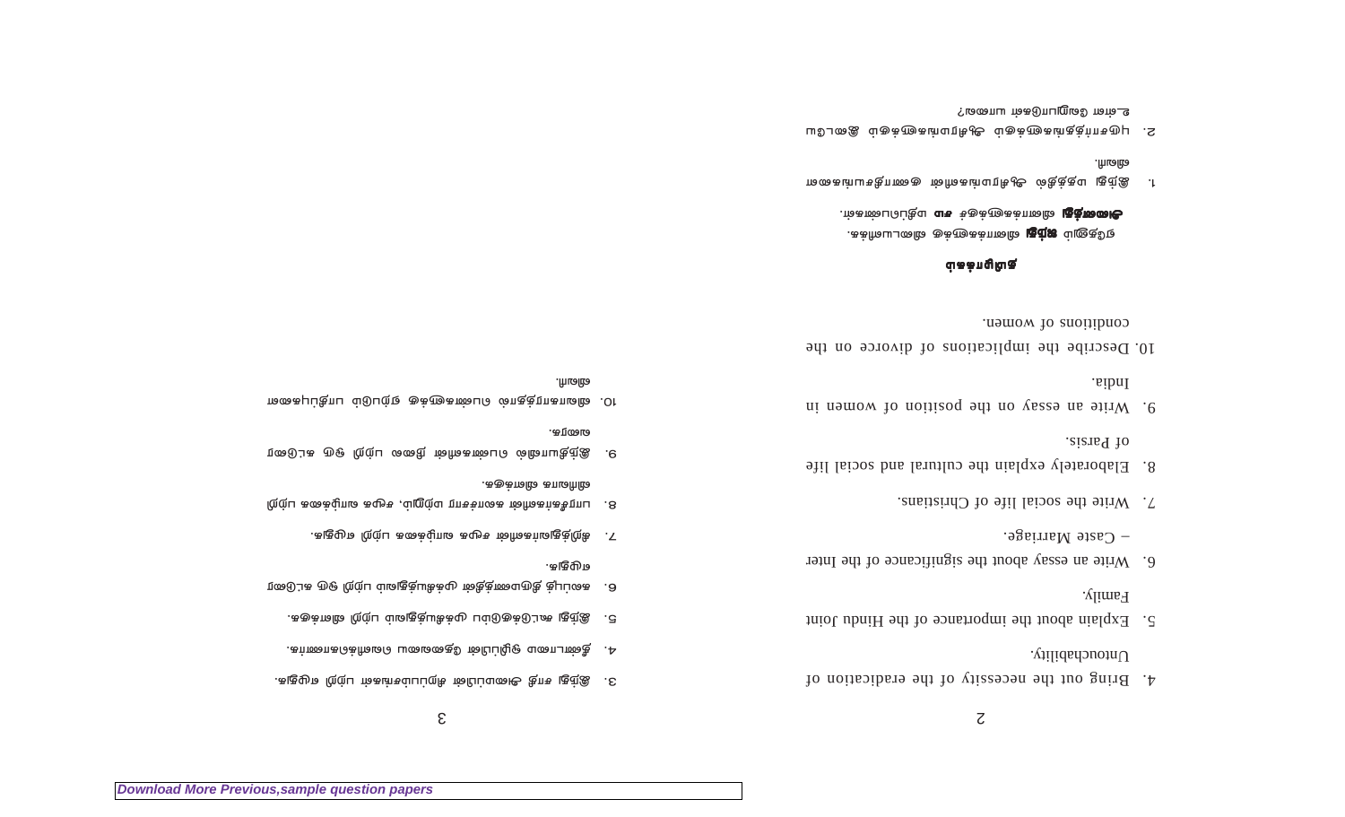4. Bring out the necessity of the eradication of Untouchability.

5. Explain about the importance of the Hindu Joint Family.

6. Write an essay about the significance of the Inter – Caste Marriage.

7. Write the social life of Christians.

8. Elaborately explain the cultural and social life of Parsis.

9. Write an essay on the position of women in India.

10. Describe the implications of divorce on the conditions of women.

**தமிழாக்கம்**

ஏதேனும் **மூன்று** வினாக்களுக்கு விடையளிக்க.

**அனைத்து** வினாக்களுக்கும் சம மதிப்பெண்கள்.

1. இந்து மதத்தில் சமுதாயங்களின் முக்கியத்துவத்தை விவரி.

2. பழங்குடியினருக்கும் சமுதாயங்களுக்கும் இடையே உள்ள வேறுபாடுகள் யாவை?

3. இந்து சாதி அமைப்பில் திருப்பங்கள் பற்றி எழுதுக.

4. தீண்டாமை ஒழிப்பின் தேவையை வெளிக்கொணர்க.

5. இந்து கூட்டுக்குடும்ப முக்கியத்துவம் பற்றி விளக்குக.

6. கலப்புத் திருமணத்தின் முக்கியத்துவம் பற்றி ஒரு கட்டுரை எழுதுக.

7. கிறித்துவர்களின் சமூக வாழ்க்கை பற்றி எழுதுக.

8. பார்சிக்களின் கலாச்சார பண்பாடு, சமூக வாழ்க்கை பற்றி விரிவாக விளக்குக.

9. இந்தியாவில் பெண்களின் நிலை பற்றி ஒரு கட்டுரை வரைக.

10. விவாகரத்தால் பெண்களின் நிலைக்கு ஏற்படும் பாதிப்புகளை விவரி.